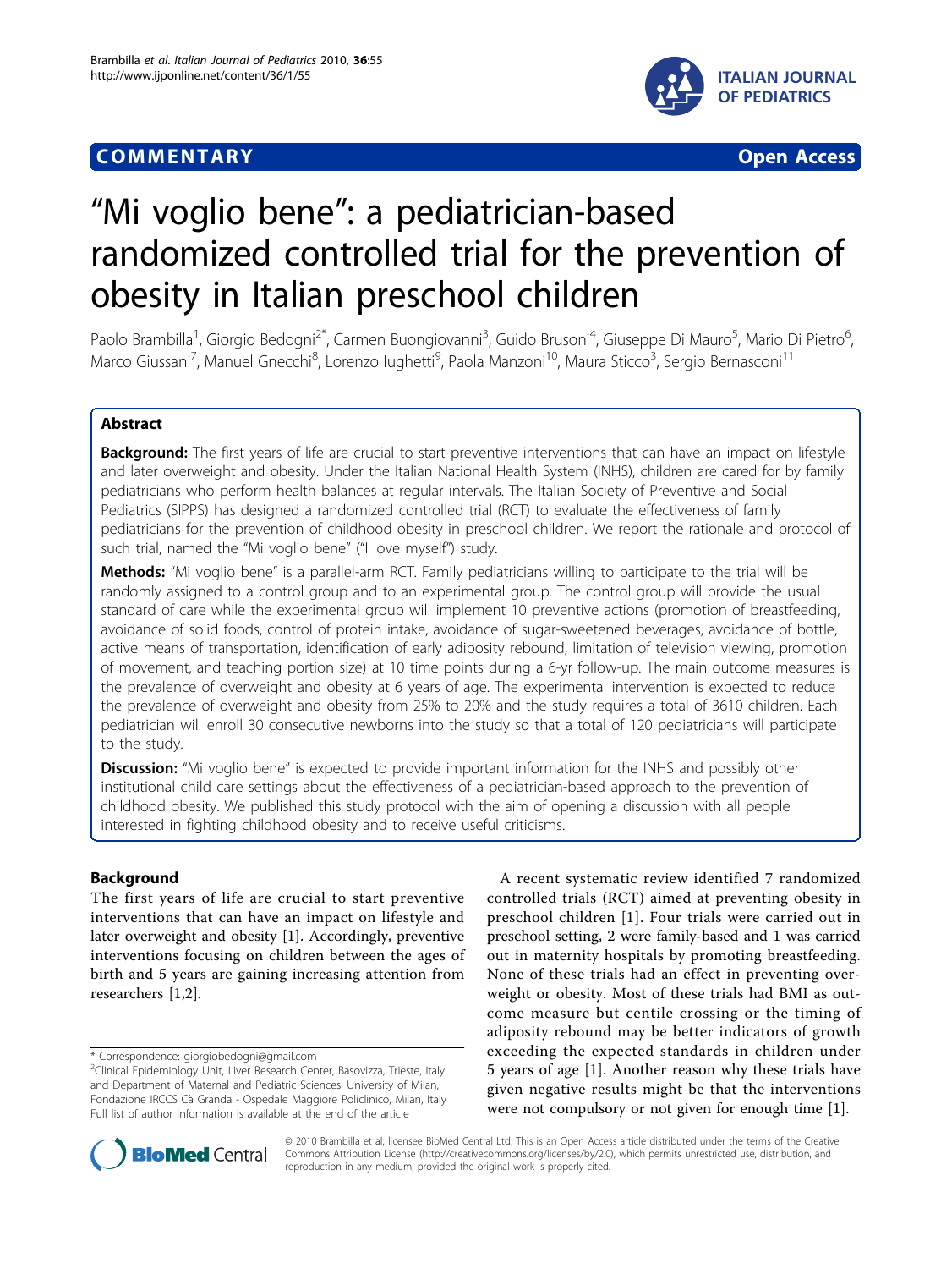COMMENTARY

Open Access

# "Mi voglio bene": a pediatrician-based randomized controlled trial for the prevention of obesity in Italian preschool children

Paolo Brambilla[1], Giorgio Bedogni[2*], Carmen Buongiovanni[3], Guido Brusoni[4], Giuseppe Di Mauro[5], Mario Di Pietro[6], Marco Giussani[7], Manuel Gnecchi[8], Lorenzo Iughetti[9], Paola Manzoni[10], Maura Sticco[3], Sergio Bernasconi[11]

## Abstract

**Background:** The first years of life are crucial to start preventive interventions that can have an impact on lifestyle and later overweight and obesity. Under the Italian National Health System (INHS), children are cared for by family pediatricians who perform health balances at regular intervals. The Italian Society of Preventive and Social Pediatrics (SIPPS) has designed a randomized controlled trial (RCT) to evaluate the effectiveness of family pediatricians for the prevention of childhood obesity in preschool children. We report the rationale and protocol of such trial, named the "Mi voglio bene" ("I love myself") study.

**Methods:** "Mi voglio bene" is a parallel-arm RCT. Family pediatricians willing to participate to the trial will be randomly assigned to a control group and to an experimental group. The control group will provide the usual standard of care while the experimental group will implement 10 preventive actions (promotion of breastfeeding, avoidance of solid foods, control of protein intake, avoidance of sugar-sweetened beverages, avoidance of bottle, active means of transportation, identification of early adiposity rebound, limitation of television viewing, promotion of movement, and teaching portion size) at 10 time points during a 6-yr follow-up. The main outcome measures is the prevalence of overweight and obesity at 6 years of age. The experimental intervention is expected to reduce the prevalence of overweight and obesity from 25% to 20% and the study requires a total of 3610 children. Each pediatrician will enroll 30 consecutive newborns into the study so that a total of 120 pediatricians will participate to the study.

**Discussion:** "Mi voglio bene" is expected to provide important information for the INHS and possibly other institutional child care settings about the effectiveness of a pediatrician-based approach to the prevention of childhood obesity. We published this study protocol with the aim of opening a discussion with all people interested in fighting childhood obesity and to receive useful criticisms.

## Background

The first years of life are crucial to start preventive interventions that can have an impact on lifestyle and later overweight and obesity [1]. Accordingly, preventive interventions focusing on children between the ages of birth and 5 years are gaining increasing attention from researchers [1,2].

A recent systematic review identified 7 randomized controlled trials (RCT) aimed at preventing obesity in preschool children [1]. Four trials were carried out in preschool setting, 2 were family-based and 1 was carried out in maternity hospitals by promoting breastfeeding. None of these trials had an effect in preventing overweight or obesity. Most of these trials had BMI as outcome measure but centile crossing or the timing of adiposity rebound may be better indicators of growth exceeding the expected standards in children under 5 years of age [1]. Another reason why these trials have given negative results might be that the interventions were not compulsory or not given for enough time [1].

\* Correspondence: giorgiobedogni@gmail.com
[2]Clinical Epidemiology Unit, Liver Research Center, Basovizza, Trieste, Italy and Department of Maternal and Pediatric Sciences, University of Milan, Fondazione IRCCS Cà Granda - Ospedale Maggiore Policlinico, Milan, Italy
Full list of author information is available at the end of the article

© 2010 Brambilla et al; licensee BioMed Central Ltd. This is an Open Access article distributed under the terms of the Creative Commons Attribution License (http://creativecommons.org/licenses/by/2.0), which permits unrestricted use, distribution, and reproduction in any medium, provided the original work is properly cited.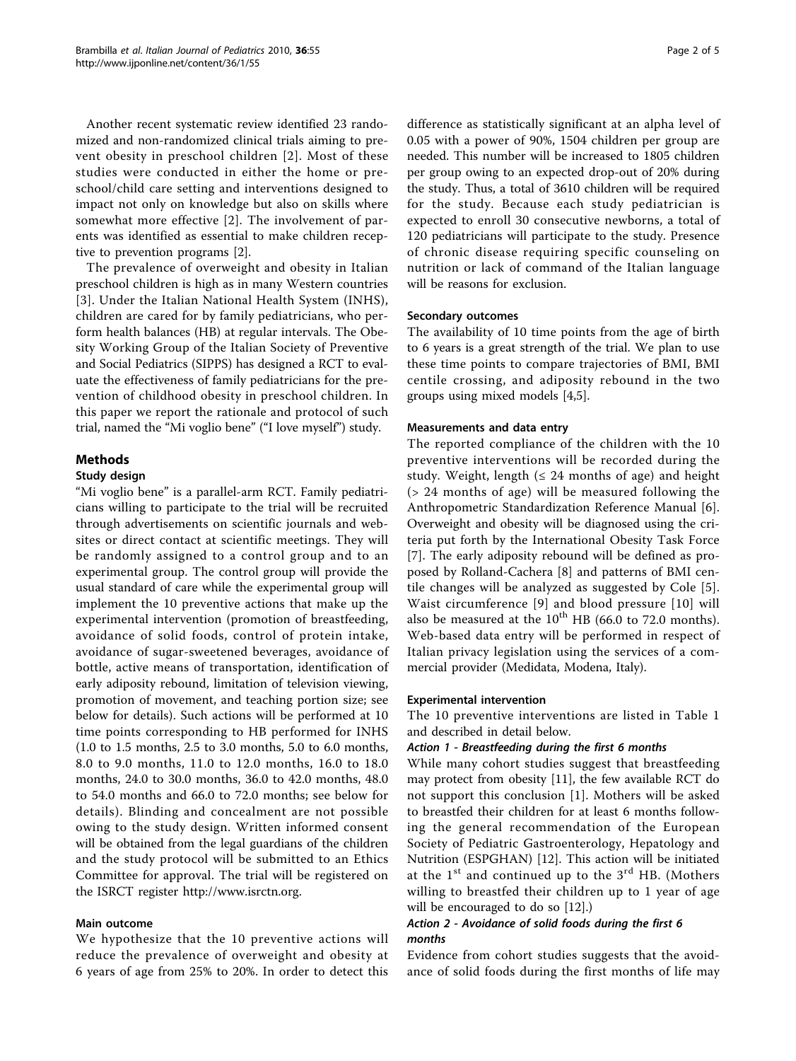Another recent systematic review identified 23 randomized and non-randomized clinical trials aiming to prevent obesity in preschool children [2]. Most of these studies were conducted in either the home or preschool/child care setting and interventions designed to impact not only on knowledge but also on skills where somewhat more effective [2]. The involvement of parents was identified as essential to make children receptive to prevention programs [2].

The prevalence of overweight and obesity in Italian preschool children is high as in many Western countries [3]. Under the Italian National Health System (INHS), children are cared for by family pediatricians, who perform health balances (HB) at regular intervals. The Obesity Working Group of the Italian Society of Preventive and Social Pediatrics (SIPPS) has designed a RCT to evaluate the effectiveness of family pediatricians for the prevention of childhood obesity in preschool children. In this paper we report the rationale and protocol of such trial, named the "Mi voglio bene" ("I love myself") study.

## Methods

### Study design

"Mi voglio bene" is a parallel-arm RCT. Family pediatricians willing to participate to the trial will be recruited through advertisements on scientific journals and websites or direct contact at scientific meetings. They will be randomly assigned to a control group and to an experimental group. The control group will provide the usual standard of care while the experimental group will implement the 10 preventive actions that make up the experimental intervention (promotion of breastfeeding, avoidance of solid foods, control of protein intake, avoidance of sugar-sweetened beverages, avoidance of bottle, active means of transportation, identification of early adiposity rebound, limitation of television viewing, promotion of movement, and teaching portion size; see below for details). Such actions will be performed at 10 time points corresponding to HB performed for INHS (1.0 to 1.5 months, 2.5 to 3.0 months, 5.0 to 6.0 months, 8.0 to 9.0 months, 11.0 to 12.0 months, 16.0 to 18.0 months, 24.0 to 30.0 months, 36.0 to 42.0 months, 48.0 to 54.0 months and 66.0 to 72.0 months; see below for details). Blinding and concealment are not possible owing to the study design. Written informed consent will be obtained from the legal guardians of the children and the study protocol will be submitted to an Ethics Committee for approval. The trial will be registered on the ISRCT register http://www.isrctn.org.

### Main outcome

We hypothesize that the 10 preventive actions will reduce the prevalence of overweight and obesity at 6 years of age from 25% to 20%. In order to detect this difference as statistically significant at an alpha level of 0.05 with a power of 90%, 1504 children per group are needed. This number will be increased to 1805 children per group owing to an expected drop-out of 20% during the study. Thus, a total of 3610 children will be required for the study. Because each study pediatrician is expected to enroll 30 consecutive newborns, a total of 120 pediatricians will participate to the study. Presence of chronic disease requiring specific counseling on nutrition or lack of command of the Italian language will be reasons for exclusion.

### Secondary outcomes

The availability of 10 time points from the age of birth to 6 years is a great strength of the trial. We plan to use these time points to compare trajectories of BMI, BMI centile crossing, and adiposity rebound in the two groups using mixed models [4,5].

### Measurements and data entry

The reported compliance of the children with the 10 preventive interventions will be recorded during the study. Weight, length ($\leq$ 24 months of age) and height ($>$ 24 months of age) will be measured following the Anthropometric Standardization Reference Manual [6]. Overweight and obesity will be diagnosed using the criteria put forth by the International Obesity Task Force [7]. The early adiposity rebound will be defined as proposed by Rolland-Cachera [8] and patterns of BMI centile changes will be analyzed as suggested by Cole [5]. Waist circumference [9] and blood pressure [10] will also be measured at the $10^{th}$ HB (66.0 to 72.0 months). Web-based data entry will be performed in respect of Italian privacy legislation using the services of a commercial provider (Medidata, Modena, Italy).

### Experimental intervention

The 10 preventive interventions are listed in Table 1 and described in detail below.

#### *Action 1 - Breastfeeding during the first 6 months*

While many cohort studies suggest that breastfeeding may protect from obesity [11], the few available RCT do not support this conclusion [1]. Mothers will be asked to breastfed their children for at least 6 months following the general recommendation of the European Society of Pediatric Gastroenterology, Hepatology and Nutrition (ESPGHAN) [12]. This action will be initiated at the $1^{st}$ and continued up to the $3^{rd}$ HB. (Mothers willing to breastfed their children up to 1 year of age will be encouraged to do so [12].)

#### *Action 2 - Avoidance of solid foods during the first 6 months*

Evidence from cohort studies suggests that the avoidance of solid foods during the first months of life may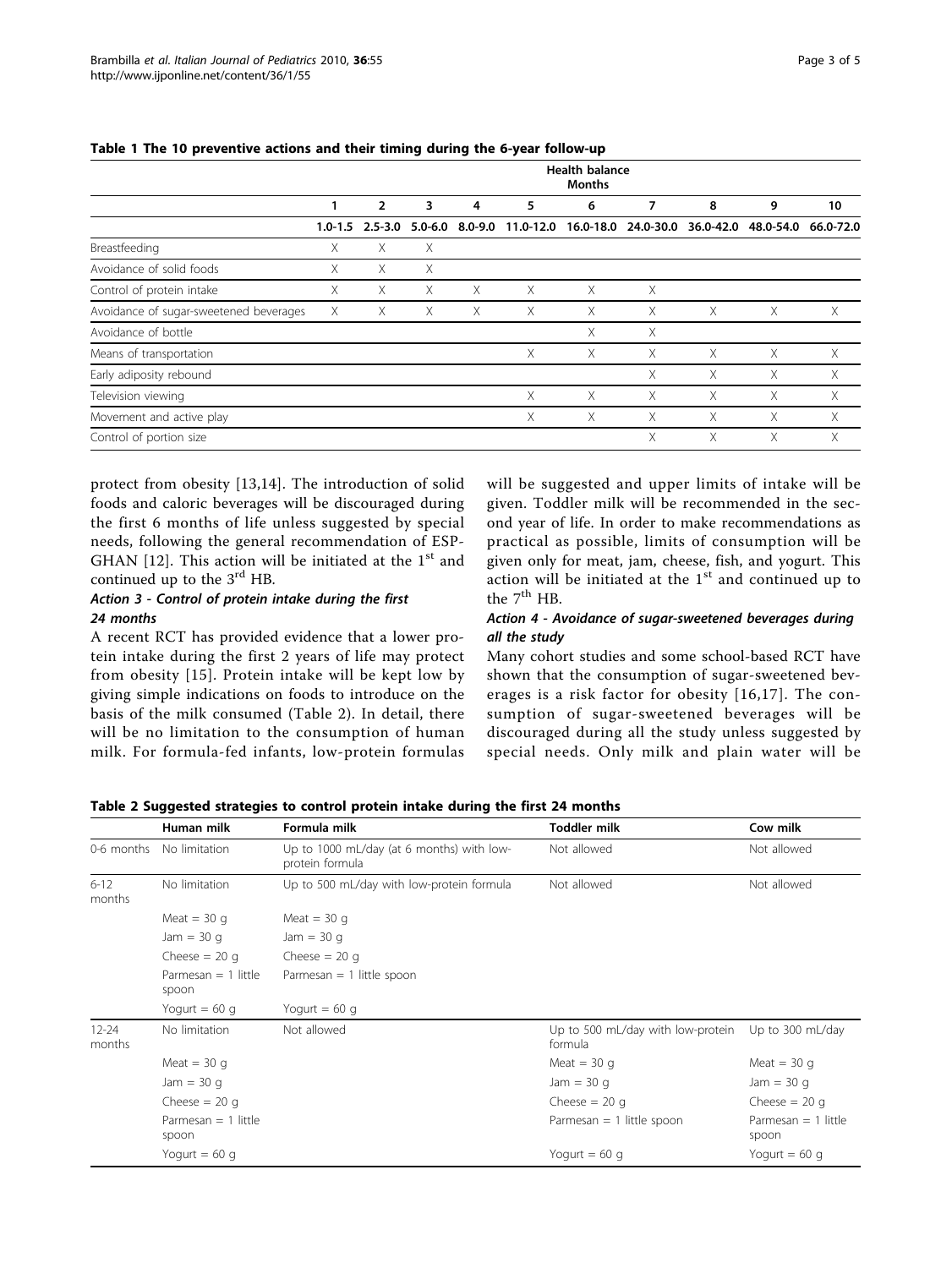**Table 1 The 10 preventive actions and their timing during the 6-year follow-up**

| | Health balance Months | | | | | | | | | |
|---|---|---|---|---|---|---|---|---|---|---|
| | 1 | 2 | 3 | 4 | 5 | 6 | 7 | 8 | 9 | 10 |
| | 1.0-1.5 | 2.5-3.0 | 5.0-6.0 | 8.0-9.0 | 11.0-12.0 | 16.0-18.0 | 24.0-30.0 | 36.0-42.0 | 48.0-54.0 | 66.0-72.0 |
| Breastfeeding | X | X | X | | | | | | | |
| Avoidance of solid foods | X | X | X | | | | | | | |
| Control of protein intake | X | X | X | X | X | X | X | | | |
| Avoidance of sugar-sweetened beverages | X | X | X | X | X | X | X | X | X | X |
| Avoidance of bottle | | | | | | X | X | | | |
| Means of transportation | | | | | X | X | X | X | X | X |
| Early adiposity rebound | | | | | | | X | X | X | X |
| Television viewing | | | | | X | X | X | X | X | X |
| Movement and active play | | | | | X | X | X | X | X | X |
| Control of portion size | | | | | | | X | X | X | X |

protect from obesity [13,14]. The introduction of solid foods and caloric beverages will be discouraged during the first 6 months of life unless suggested by special needs, following the general recommendation of ESPGHAN [12]. This action will be initiated at the 1st and continued up to the 3rd HB.

#### *Action 3 - Control of protein intake during the first 24 months*

A recent RCT has provided evidence that a lower protein intake during the first 2 years of life may protect from obesity [15]. Protein intake will be kept low by giving simple indications on foods to introduce on the basis of the milk consumed (Table 2). In detail, there will be no limitation to the consumption of human milk. For formula-fed infants, low-protein formulas will be suggested and upper limits of intake will be given. Toddler milk will be recommended in the second year of life. In order to make recommendations as practical as possible, limits of consumption will be given only for meat, jam, cheese, fish, and yogurt. This action will be initiated at the 1st and continued up to the 7th HB.

#### *Action 4 - Avoidance of sugar-sweetened beverages during all the study*

Many cohort studies and some school-based RCT have shown that the consumption of sugar-sweetened beverages is a risk factor for obesity [16,17]. The consumption of sugar-sweetened beverages will be discouraged during all the study unless suggested by special needs. Only milk and plain water will be

**Table 2 Suggested strategies to control protein intake during the first 24 months**

| | Human milk | Formula milk | Toddler milk | Cow milk |
|---|---|---|---|---|
| 0-6 months | No limitation | Up to 1000 mL/day (at 6 months) with low-protein formula | Not allowed | Not allowed |
| 6-12 months | No limitation | Up to 500 mL/day with low-protein formula | Not allowed | Not allowed |
| | Meat = 30 g | Meat = 30 g | | |
| | Jam = 30 g | Jam = 30 g | | |
| | Cheese = 20 g | Cheese = 20 g | | |
| | Parmesan = 1 little spoon | Parmesan = 1 little spoon | | |
| | Yogurt = 60 g | Yogurt = 60 g | | |
| 12-24 months | No limitation | Not allowed | Up to 500 mL/day with low-protein formula | Up to 300 mL/day |
| | Meat = 30 g | | Meat = 30 g | Meat = 30 g |
| | Jam = 30 g | | Jam = 30 g | Jam = 30 g |
| | Cheese = 20 g | | Cheese = 20 g | Cheese = 20 g |
| | Parmesan = 1 little spoon | | Parmesan = 1 little spoon | Parmesan = 1 little spoon |
| | Yogurt = 60 g | | Yogurt = 60 g | Yogurt = 60 g |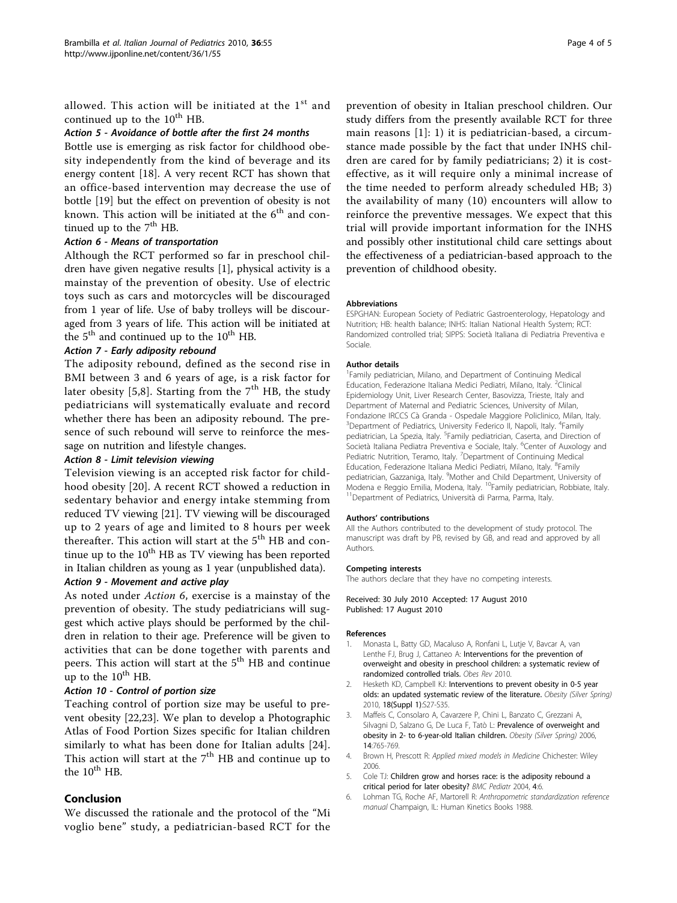allowed. This action will be initiated at the 1st and continued up to the 10th HB.

### *Action 5 - Avoidance of bottle after the first 24 months*

Bottle use is emerging as risk factor for childhood obesity independently from the kind of beverage and its energy content [18]. A very recent RCT has shown that an office-based intervention may decrease the use of bottle [19] but the effect on prevention of obesity is not known. This action will be initiated at the 6th and continued up to the 7th HB.

### *Action 6 - Means of transportation*

Although the RCT performed so far in preschool children have given negative results [1], physical activity is a mainstay of the prevention of obesity. Use of electric toys such as cars and motorcycles will be discouraged from 1 year of life. Use of baby trolleys will be discouraged from 3 years of life. This action will be initiated at the 5th and continued up to the 10th HB.

### *Action 7 - Early adiposity rebound*

The adiposity rebound, defined as the second rise in BMI between 3 and 6 years of age, is a risk factor for later obesity [5,8]. Starting from the 7th HB, the study pediatricians will systematically evaluate and record whether there has been an adiposity rebound. The presence of such rebound will serve to reinforce the message on nutrition and lifestyle changes.

### *Action 8 - Limit television viewing*

Television viewing is an accepted risk factor for childhood obesity [20]. A recent RCT showed a reduction in sedentary behavior and energy intake stemming from reduced TV viewing [21]. TV viewing will be discouraged up to 2 years of age and limited to 8 hours per week thereafter. This action will start at the 5th HB and continue up to the 10th HB as TV viewing has been reported in Italian children as young as 1 year (unpublished data).

### *Action 9 - Movement and active play*

As noted under *Action 6*, exercise is a mainstay of the prevention of obesity. The study pediatricians will suggest which active plays should be performed by the children in relation to their age. Preference will be given to activities that can be done together with parents and peers. This action will start at the 5th HB and continue up to the 10th HB.

### *Action 10 - Control of portion size*

Teaching control of portion size may be useful to prevent obesity [22,23]. We plan to develop a Photographic Atlas of Food Portion Sizes specific for Italian children similarly to what has been done for Italian adults [24]. This action will start at the 7th HB and continue up to the 10th HB.

## Conclusion

We discussed the rationale and the protocol of the "Mi voglio bene" study, a pediatrician-based RCT for the prevention of obesity in Italian preschool children. Our study differs from the presently available RCT for three main reasons [1]: 1) it is pediatrician-based, a circumstance made possible by the fact that under INHS children are cared for by family pediatricians; 2) it is cost-effective, as it will require only a minimal increase of the time needed to perform already scheduled HB; 3) the availability of many (10) encounters will allow to reinforce the preventive messages. We expect that this trial will provide important information for the INHS and possibly other institutional child care settings about the effectiveness of a pediatrician-based approach to the prevention of childhood obesity.

#### Abbreviations

ESPGHAN: European Society of Pediatric Gastroenterology, Hepatology and Nutrition; HB: health balance; INHS: Italian National Health System; RCT: Randomized controlled trial; SIPPS: Società Italiana di Pediatria Preventiva e Sociale.

#### Author details

[1]Family pediatrician, Milano, and Department of Continuing Medical Education, Federazione Italiana Medici Pediatri, Milano, Italy. [2]Clinical Epidemiology Unit, Liver Research Center, Basovizza, Trieste, Italy and Department of Maternal and Pediatric Sciences, University of Milan, Fondazione IRCCS Cà Granda - Ospedale Maggiore Policlinico, Milan, Italy. [3]Department of Pediatrics, University Federico II, Napoli, Italy. [4]Family pediatrician, La Spezia, Italy. [5]Family pediatrician, Caserta, and Direction of Società Italiana Pediatra Preventiva e Sociale, Italy. [6]Center of Auxology and Pediatric Nutrition, Teramo, Italy. [7]Department of Continuing Medical Education, Federazione Italiana Medici Pediatri, Milano, Italy. [8]Family pediatrician, Gazzaniga, Italy. [9]Mother and Child Department, University of Modena e Reggio Emilia, Modena, Italy. [10]Family pediatrician, Robbiate, Italy. [11]Department of Pediatrics, Università di Parma, Parma, Italy.

#### Authors' contributions

All the Authors contributed to the development of study protocol. The manuscript was draft by PB, revised by GB, and read and approved by all Authors.

#### Competing interests

The authors declare that they have no competing interests.

Received: 30 July 2010 Accepted: 17 August 2010
Published: 17 August 2010

#### References

1. Monasta L, Batty GD, Macaluso A, Ronfani L, Lutje V, Bavcar A, van Lenthe FJ, Brug J, Cattaneo A: **Interventions for the prevention of overweight and obesity in preschool children: a systematic review of randomized controlled trials.** *Obes Rev* 2010.
2. Hesketh KD, Campbell KJ: **Interventions to prevent obesity in 0-5 year olds: an updated systematic review of the literature.** *Obesity (Silver Spring)* 2010, **18(Suppl 1)**:S27-S35.
3. Maffeis C, Consolaro A, Cavarzere P, Chini L, Banzato C, Grezzani A, Silvagni D, Salzano G, De Luca F, Tatò L: **Prevalence of overweight and obesity in 2- to 6-year-old Italian children.** *Obesity (Silver Spring)* 2006, **14**:765-769.
4. Brown H, Prescott R: *Applied mixed models in Medicine* Chichester: Wiley 2006.
5. Cole TJ: **Children grow and horses race: is the adiposity rebound a critical period for later obesity?** *BMC Pediatr* 2004, **4**:6.
6. Lohman TG, Roche AF, Martorell R: *Anthropometric standardization reference manual* Champaign, IL: Human Kinetics Books 1988.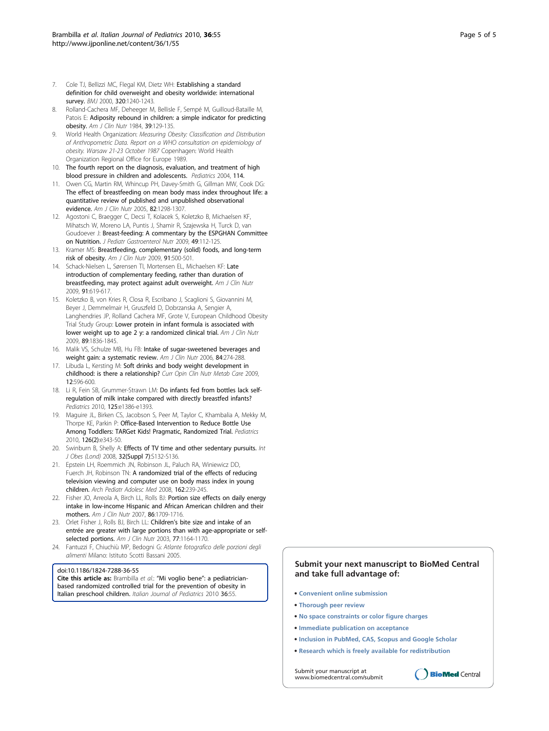7. Cole TJ, Bellizzi MC, Flegal KM, Dietz WH: **Establishing a standard definition for child overweight and obesity worldwide: international survey.** *BMJ* 2000, **320**:1240-1243.
8. Rolland-Cachera MF, Deheeger M, Bellisle F, Sempé M, Guilloud-Bataille M, Patois E: **Adiposity rebound in children: a simple indicator for predicting obesity.** *Am J Clin Nutr* 1984, **39**:129-135.
9. World Health Organization: *Measuring Obesity: Classification and Distribution of Anthropometric Data. Report on a WHO consultation on epidemiology of obesity. Warsaw 21-23 October 1987* Copenhagen: World Health Organization Regional Office for Europe 1989.
10. **The fourth report on the diagnosis, evaluation, and treatment of high blood pressure in children and adolescents.** *Pediatrics* 2004, **114**.
11. Owen CG, Martin RM, Whincup PH, Davey-Smith G, Gillman MW, Cook DG: **The effect of breastfeeding on mean body mass index throughout life: a quantitative review of published and unpublished observational evidence.** *Am J Clin Nutr* 2005, **82**:1298-1307.
12. Agostoni C, Braegger C, Decsi T, Kolacek S, Koletzko B, Michaelsen KF, Mihatsch W, Moreno LA, Puntis J, Shamir R, Szajewska H, Turck D, van Goudoever J: **Breast-feeding: A commentary by the ESPGHAN Committee on Nutrition.** *J Pediatr Gastroenterol Nutr* 2009, **49**:112-125.
13. Kramer MS: **Breastfeeding, complementary (solid) foods, and long-term risk of obesity.** *Am J Clin Nutr* 2009, **91**:500-501.
14. Schack-Nielsen L, Sørensen TI, Mortensen EL, Michaelsen KF: **Late introduction of complementary feeding, rather than duration of breastfeeding, may protect against adult overweight.** *Am J Clin Nutr* 2009, **91**:619-617.
15. Koletzko B, von Kries R, Closa R, Escribano J, Scaglioni S, Giovannini M, Beyer J, Demmelmair H, Gruszfeld D, Dobrzanska A, Sengier A, Langhendries JP, Rolland Cachera MF, Grote V, European Childhood Obesity Trial Study Group: **Lower protein in infant formula is associated with lower weight up to age 2 y: a randomized clinical trial.** *Am J Clin Nutr* 2009, **89**:1836-1845.
16. Malik VS, Schulze MB, Hu FB: **Intake of sugar-sweetened beverages and weight gain: a systematic review.** *Am J Clin Nutr* 2006, **84**:274-288.
17. Libuda L, Kersting M: **Soft drinks and body weight development in childhood: is there a relationship?** *Curr Opin Clin Nutr Metab Care* 2009, **12**:596-600.
18. Li R, Fein SB, Grummer-Strawn LM: **Do infants fed from bottles lack self-regulation of milk intake compared with directly breastfed infants?** *Pediatrics* 2010, **125**:e1386-e1393.
19. Maguire JL, Birken CS, Jacobson S, Peer M, Taylor C, Khambalia A, Mekky M, Thorpe KE, Parkin P: **Office-Based Intervention to Reduce Bottle Use Among Toddlers: TARGet Kids! Pragmatic, Randomized Trial.** *Pediatrics* 2010, **126(2)**:e343-50.
20. Swinburn B, Shelly A: **Effects of TV time and other sedentary pursuits.** *Int J Obes (Lond)* 2008, **32(Suppl 7)**:S132-S136.
21. Epstein LH, Roemmich JN, Robinson JL, Paluch RA, Winiewicz DD, Fuerch JH, Robinson TN: **A randomized trial of the effects of reducing television viewing and computer use on body mass index in young children.** *Arch Pediatr Adolesc Med* 2008, **162**:239-245.
22. Fisher JO, Arreola A, Birch LL, Rolls BJ: **Portion size effects on daily energy intake in low-income Hispanic and African American children and their mothers.** *Am J Clin Nutr* 2007, **86**:1709-1716.
23. Orlet Fisher J, Rolls BJ, Birch LL: **Children's bite size and intake of an entrée are greater with large portions than with age-appropriate or self-selected portions.** *Am J Clin Nutr* 2003, **77**:1164-1170.
24. Fantuzzi F, Chiuchiù MP, Bedogni G: *Atlante fotografico delle porzioni degli alimenti* Milano: Istituto Scotti Bassani 2005.

doi:10.1186/1824-7288-36-55
**Cite this article as:** Brambilla *et al.*: "Mi voglio bene": a pediatrician-based randomized controlled trial for the prevention of obesity in Italian preschool children. *Italian Journal of Pediatrics* 2010 **36**:55.

**Submit your next manuscript to BioMed Central and take full advantage of:**

- Convenient online submission
- Thorough peer review
- No space constraints or color figure charges
- Immediate publication on acceptance
- Inclusion in PubMed, CAS, Scopus and Google Scholar
- Research which is freely available for redistribution

Submit your manuscript at www.biomedcentral.com/submit

BioMed Central